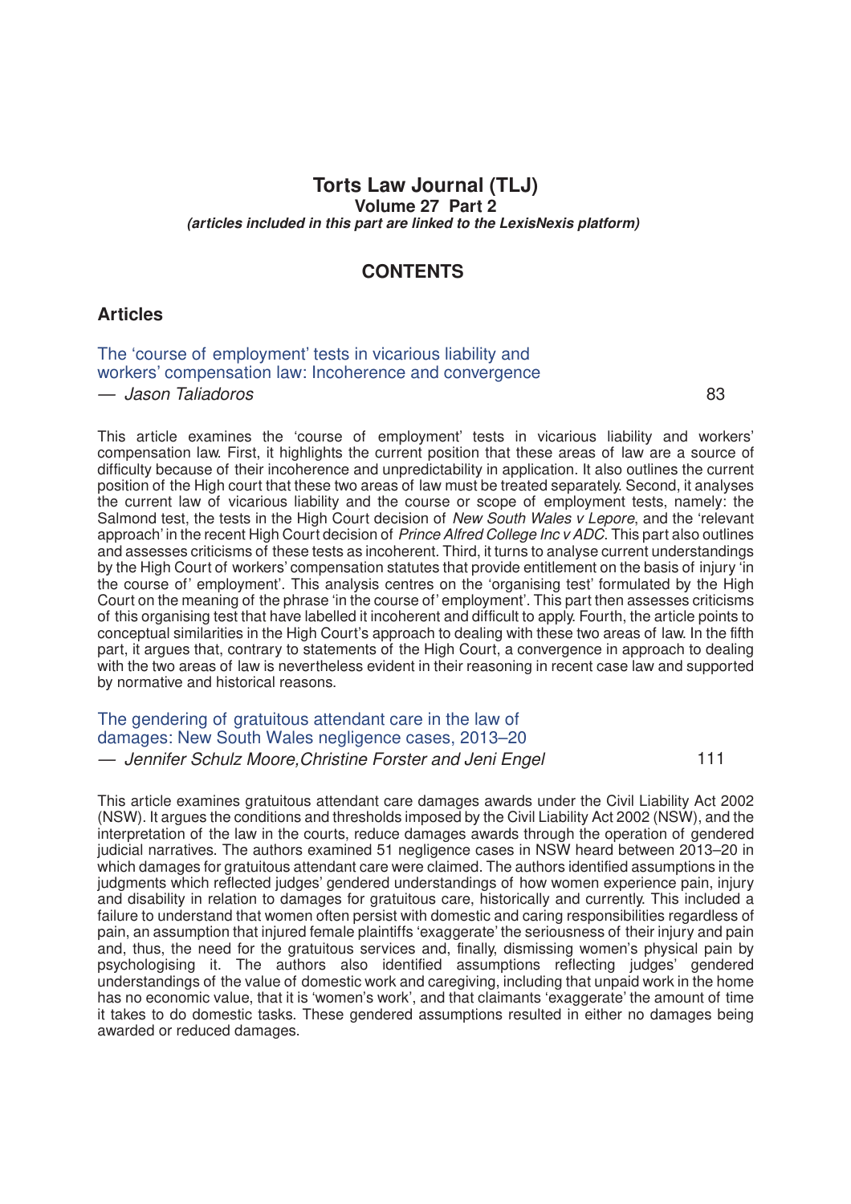# Torts Law Journal (TLJ)

**Volume 27 Part 2**

***(articles included in this part are linked to the LexisNexis platform)***

## CONTENTS

### Articles

The 'course of employment' tests in vicarious liability and workers' compensation law: Incoherence and convergence
— *Jason Taliadoros* 83

This article examines the 'course of employment' tests in vicarious liability and workers' compensation law. First, it highlights the current position that these areas of law are a source of difficulty because of their incoherence and unpredictability in application. It also outlines the current position of the High court that these two areas of law must be treated separately. Second, it analyses the current law of vicarious liability and the course or scope of employment tests, namely: the Salmond test, the tests in the High Court decision of *New South Wales v Lepore*, and the 'relevant approach' in the recent High Court decision of *Prince Alfred College Inc v ADC*. This part also outlines and assesses criticisms of these tests as incoherent. Third, it turns to analyse current understandings by the High Court of workers' compensation statutes that provide entitlement on the basis of injury 'in the course of' employment'. This analysis centres on the 'organising test' formulated by the High Court on the meaning of the phrase 'in the course of' employment'. This part then assesses criticisms of this organising test that have labelled it incoherent and difficult to apply. Fourth, the article points to conceptual similarities in the High Court's approach to dealing with these two areas of law. In the fifth part, it argues that, contrary to statements of the High Court, a convergence in approach to dealing with the two areas of law is nevertheless evident in their reasoning in recent case law and supported by normative and historical reasons.

The gendering of gratuitous attendant care in the law of damages: New South Wales negligence cases, 2013–20
— *Jennifer Schulz Moore, Christine Forster and Jeni Engel* 111

This article examines gratuitous attendant care damages awards under the Civil Liability Act 2002 (NSW). It argues the conditions and thresholds imposed by the Civil Liability Act 2002 (NSW), and the interpretation of the law in the courts, reduce damages awards through the operation of gendered judicial narratives. The authors examined 51 negligence cases in NSW heard between 2013–20 in which damages for gratuitous attendant care were claimed. The authors identified assumptions in the judgments which reflected judges' gendered understandings of how women experience pain, injury and disability in relation to damages for gratuitous care, historically and currently. This included a failure to understand that women often persist with domestic and caring responsibilities regardless of pain, an assumption that injured female plaintiffs 'exaggerate' the seriousness of their injury and pain and, thus, the need for the gratuitous services and, finally, dismissing women's physical pain by psychologising it. The authors also identified assumptions reflecting judges' gendered understandings of the value of domestic work and caregiving, including that unpaid work in the home has no economic value, that it is 'women's work', and that claimants 'exaggerate' the amount of time it takes to do domestic tasks. These gendered assumptions resulted in either no damages being awarded or reduced damages.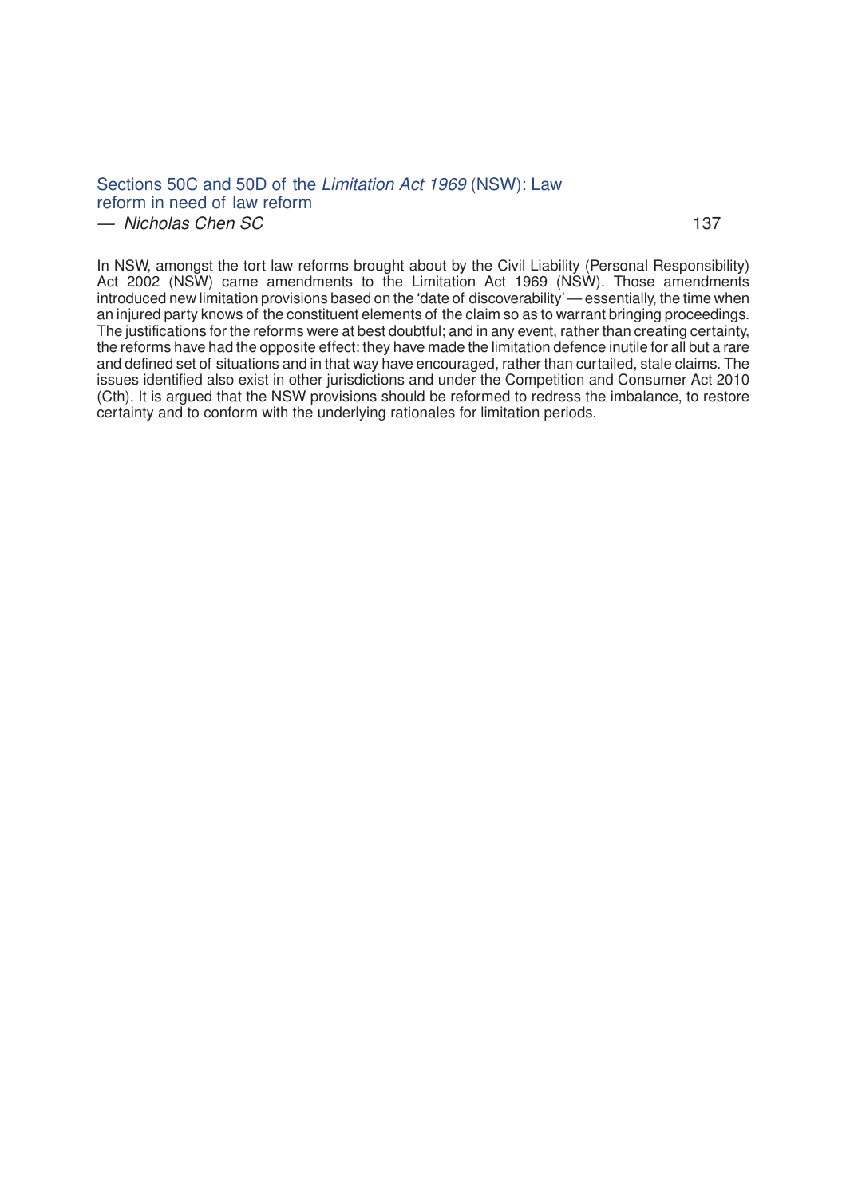Sections 50C and 50D of the *Limitation Act 1969* (NSW): Law reform in need of law reform
— *Nicholas Chen SC* 137

In NSW, amongst the tort law reforms brought about by the Civil Liability (Personal Responsibility) Act 2002 (NSW) came amendments to the Limitation Act 1969 (NSW). Those amendments introduced new limitation provisions based on the 'date of discoverability' — essentially, the time when an injured party knows of the constituent elements of the claim so as to warrant bringing proceedings. The justifications for the reforms were at best doubtful; and in any event, rather than creating certainty, the reforms have had the opposite effect: they have made the limitation defence inutile for all but a rare and defined set of situations and in that way have encouraged, rather than curtailed, stale claims. The issues identified also exist in other jurisdictions and under the Competition and Consumer Act 2010 (Cth). It is argued that the NSW provisions should be reformed to redress the imbalance, to restore certainty and to conform with the underlying rationales for limitation periods.